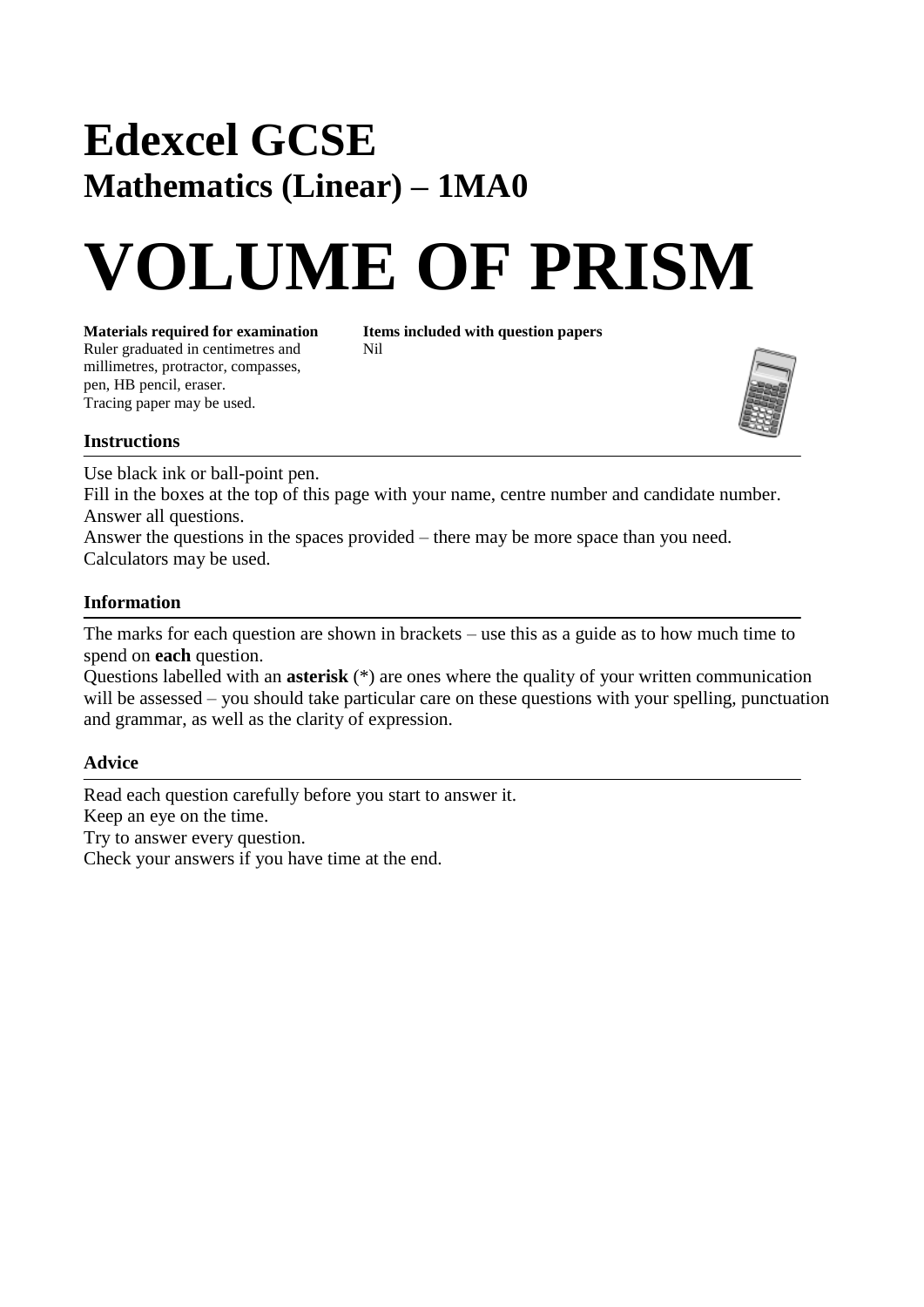# Edexcel GCSE

## Mathematics (Linear) – 1MA0

# VOLUME OF PRISM

**Materials required for examination**
Ruler graduated in centimetres and millimetres, protractor, compasses, pen, HB pencil, eraser.
Tracing paper may be used.

**Items included with question papers**
Nil

### Instructions

Use black ink or ball-point pen.
Fill in the boxes at the top of this page with your name, centre number and candidate number.
Answer all questions.
Answer the questions in the spaces provided – there may be more space than you need.
Calculators may be used.

### Information

The marks for each question are shown in brackets – use this as a guide as to how much time to spend on **each** question.
Questions labelled with an **asterisk** (*) are ones where the quality of your written communication will be assessed – you should take particular care on these questions with your spelling, punctuation and grammar, as well as the clarity of expression.

### Advice

Read each question carefully before you start to answer it.
Keep an eye on the time.
Try to answer every question.
Check your answers if you have time at the end.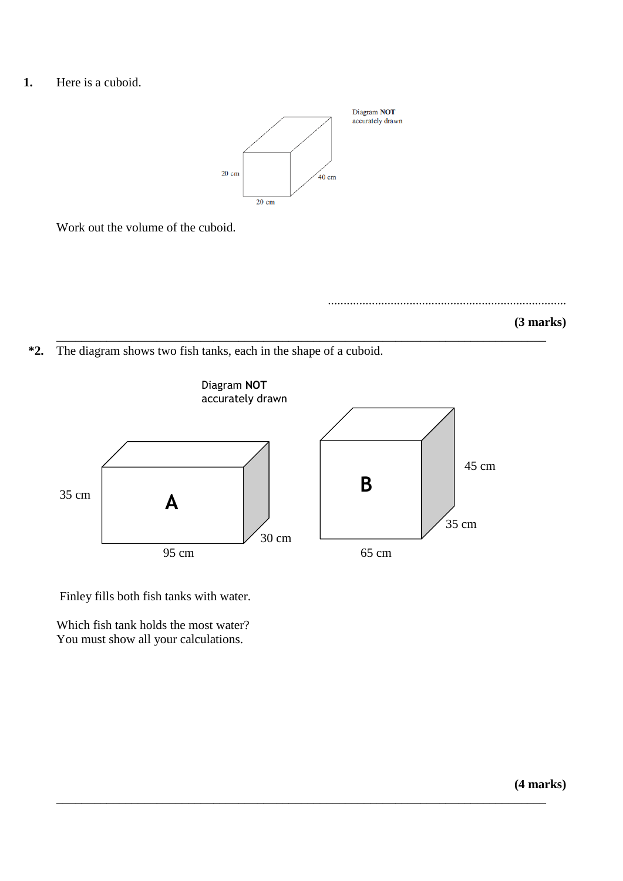**1.** Here is a cuboid.

Diagram **NOT** accurately drawn

20 cm

40 cm

20 cm

Work out the volume of the cuboid.

..............................................................................

**(3 marks)**

---

**\*2.** The diagram shows two fish tanks, each in the shape of a cuboid.

Diagram **NOT** accurately drawn

35 cm

**A**

95 cm

30 cm

**B**

45 cm

35 cm

65 cm

Finley fills both fish tanks with water.

Which fish tank holds the most water?
You must show all your calculations.

**(4 marks)**

---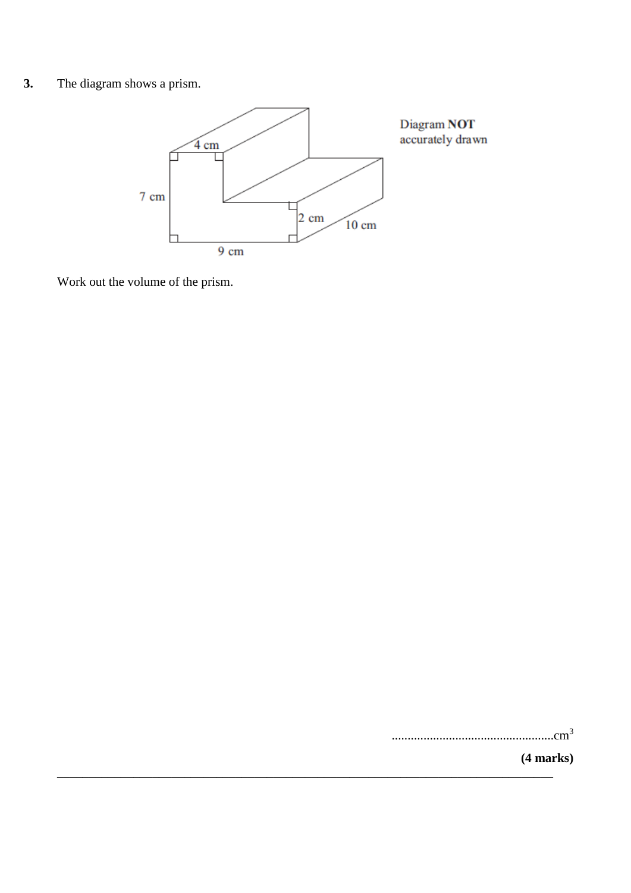**3.** The diagram shows a prism.

Diagram **NOT** accurately drawn

4 cm

7 cm

2 cm

10 cm

9 cm

Work out the volume of the prism.

..................................................cm$^3$

**(4 marks)**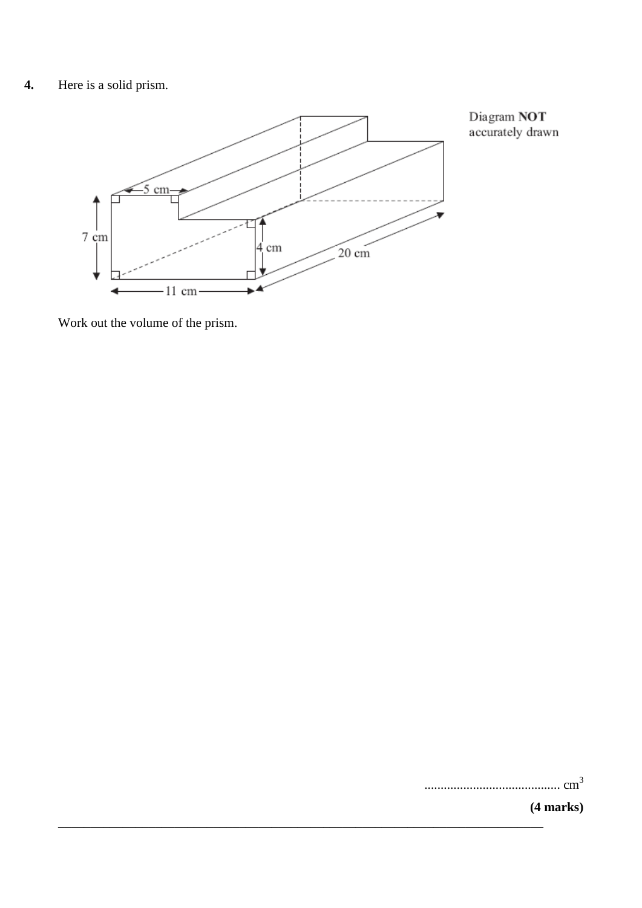**4.** Here is a solid prism.

Diagram **NOT** accurately drawn

Work out the volume of the prism.

.......................................... $cm^3$

**(4 marks)**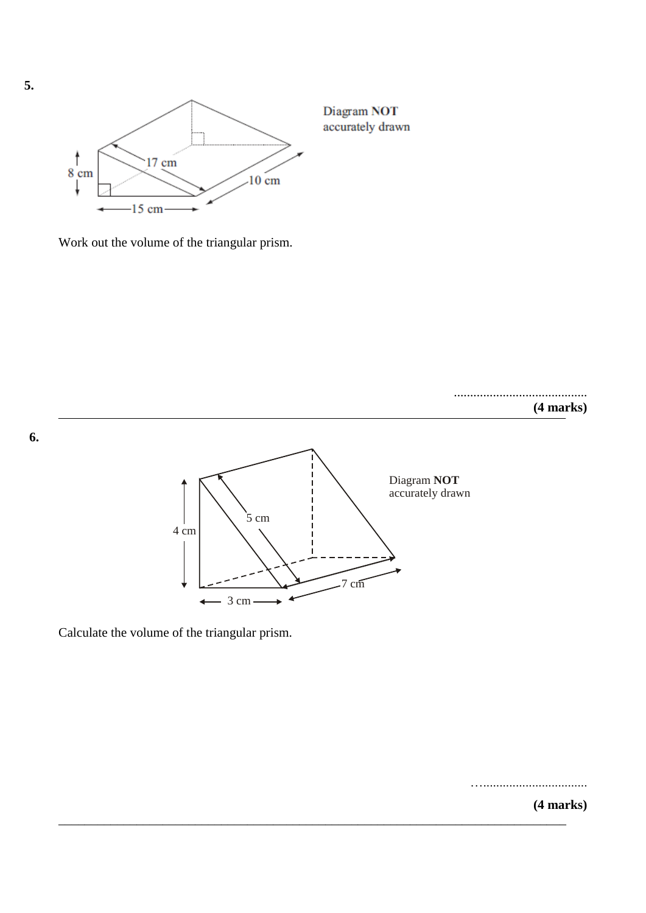**5.**

Diagram **NOT** accurately drawn

8 cm

17 cm

10 cm

15 cm

Work out the volume of the triangular prism.

.........................................

**(4 marks)**

---

**6.**

Diagram **NOT** accurately drawn

4 cm

5 cm

7 cm

3 cm

Calculate the volume of the triangular prism.

….................................

**(4 marks)**

---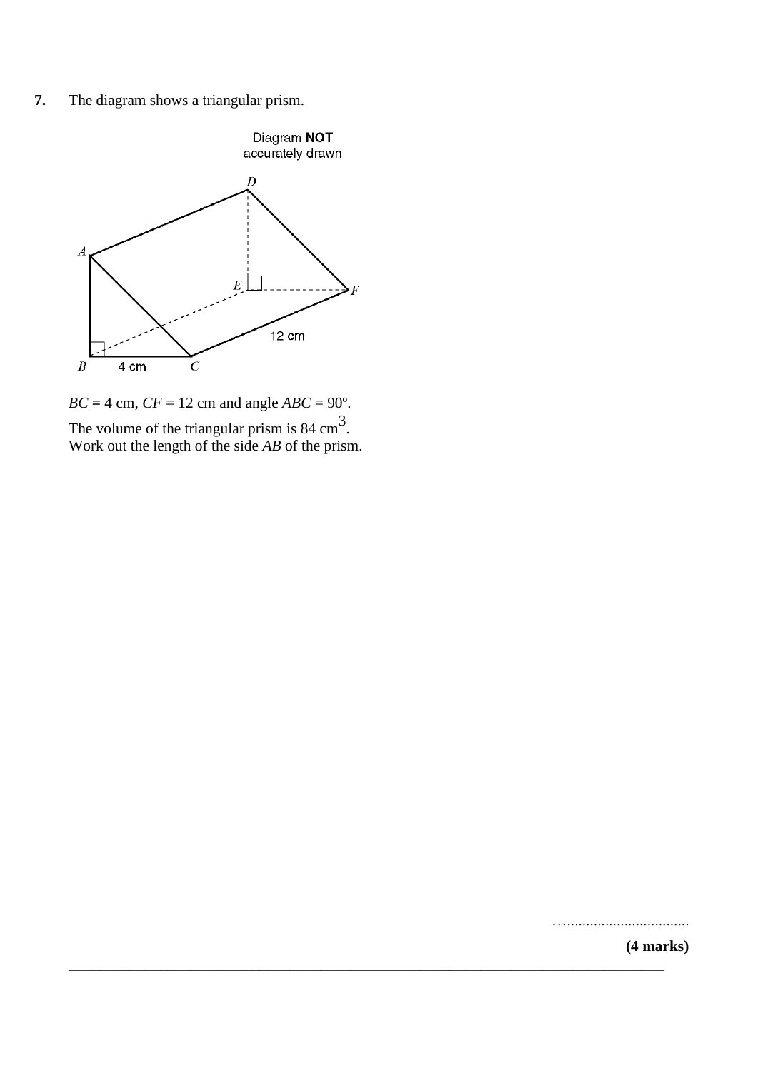**7.** The diagram shows a triangular prism.

$BC$ = 4 cm, $CF$ = 12 cm and angle $ABC$ = 90º.

The volume of the triangular prism is 84 $cm^3$.
Work out the length of the side $AB$ of the prism.

…...............................

**(4 marks)**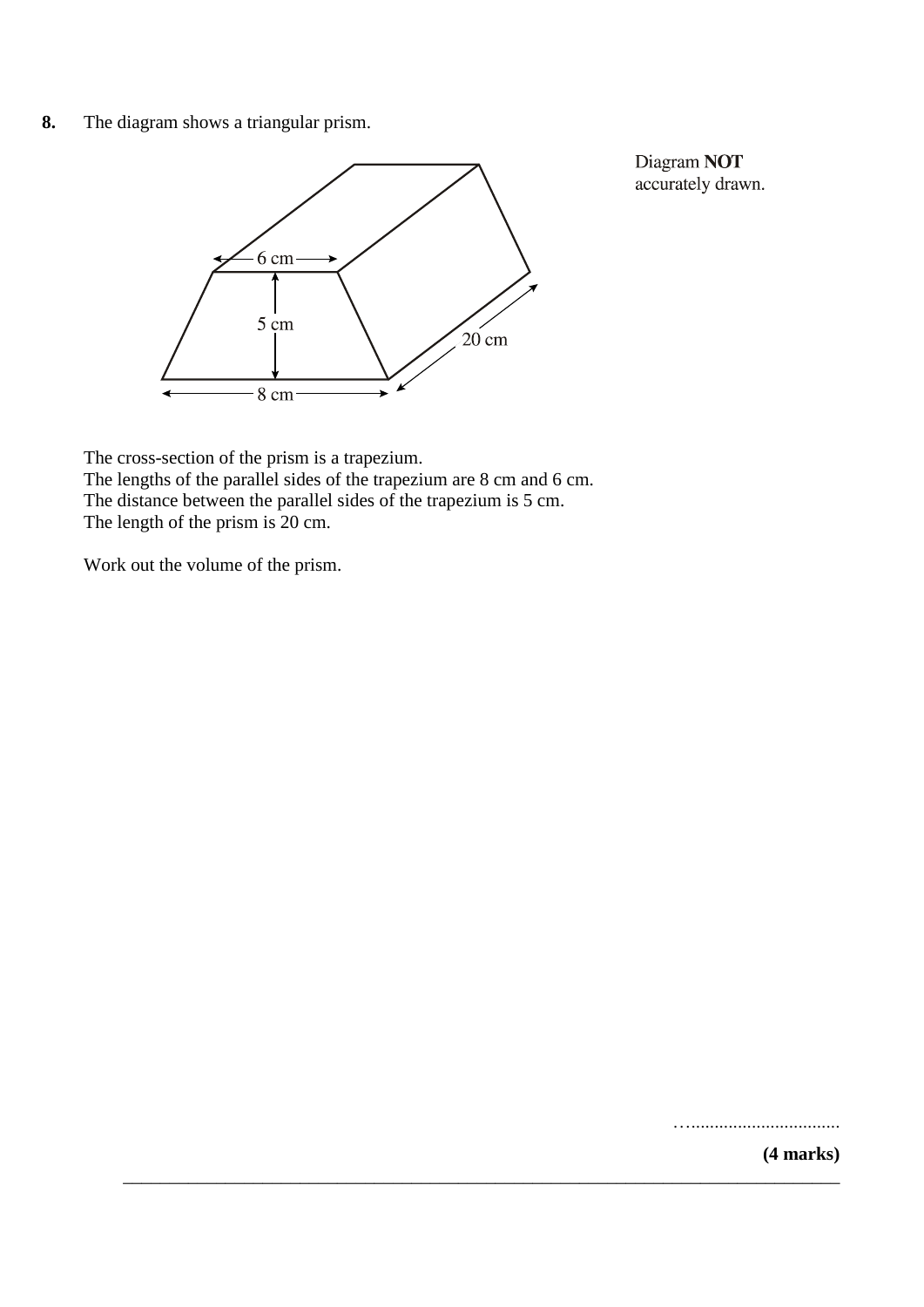**8.** The diagram shows a triangular prism.

Diagram **NOT** accurately drawn.

The cross-section of the prism is a trapezium.
The lengths of the parallel sides of the trapezium are 8 cm and 6 cm.
The distance between the parallel sides of the trapezium is 5 cm.
The length of the prism is 20 cm.

Work out the volume of the prism.

…...............................

**(4 marks)**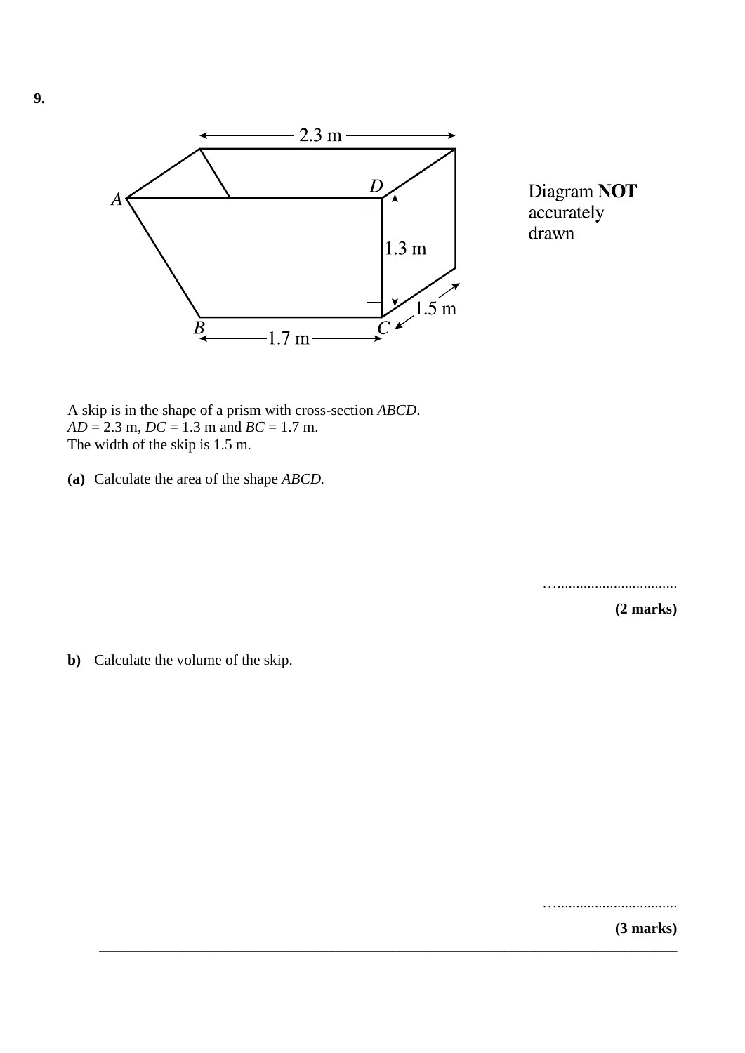**9.**

2.3 m

A

D

1.3 m

1.5 m

B

C

1.7 m

Diagram **NOT** accurately drawn

A skip is in the shape of a prism with cross-section *ABCD*.
*AD* = 2.3 m, *DC* = 1.3 m and *BC* = 1.7 m.
The width of the skip is 1.5 m.

**(a)** Calculate the area of the shape *ABCD.*

…..............................

**(2 marks)**

**b)** Calculate the volume of the skip.

…..............................

**(3 marks)**